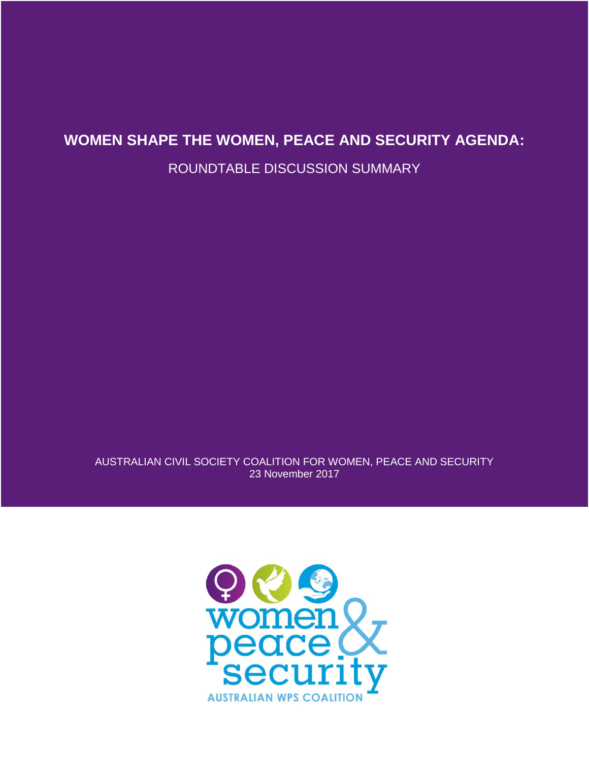# WOMEN SHAPE THE WOMEN, PEACE AND SECURITY AGENDA:

ROUNDTABLE DISCUSSION SUMMARY

AUSTRALIAN CIVIL SOCIETY COALITION FOR WOMEN, PEACE AND SECURITY
23 November 2017

women peace & security
AUSTRALIAN WPS COALITION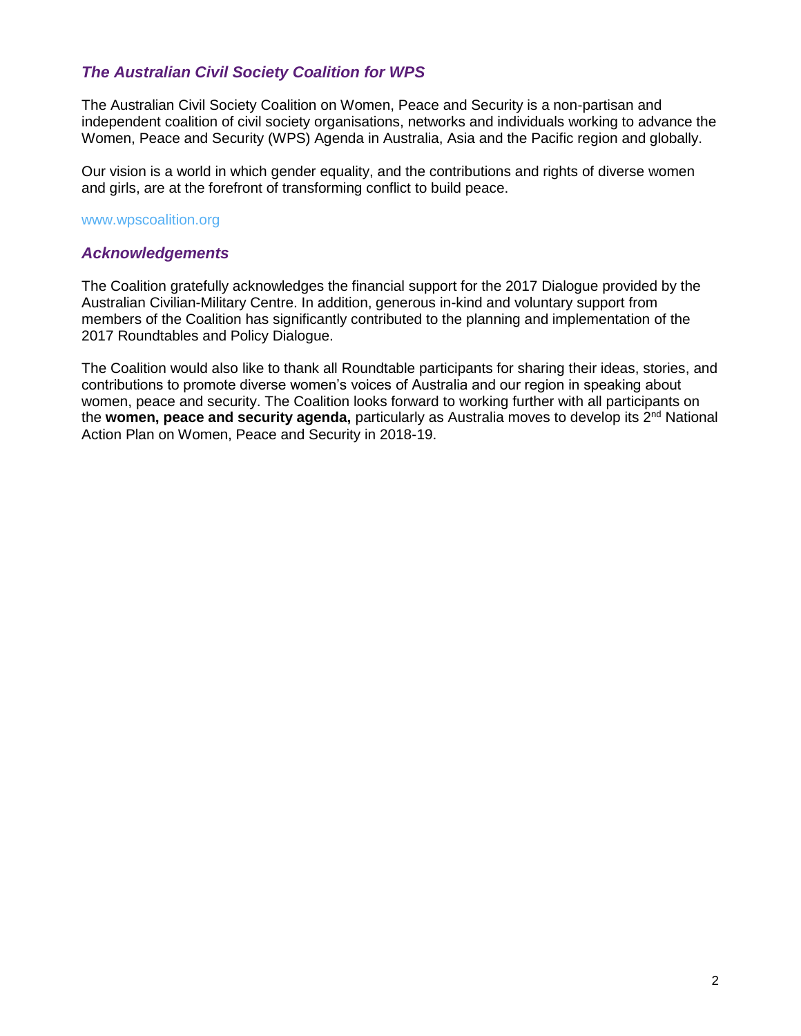## *The Australian Civil Society Coalition for WPS*

The Australian Civil Society Coalition on Women, Peace and Security is a non-partisan and independent coalition of civil society organisations, networks and individuals working to advance the Women, Peace and Security (WPS) Agenda in Australia, Asia and the Pacific region and globally.

Our vision is a world in which gender equality, and the contributions and rights of diverse women and girls, are at the forefront of transforming conflict to build peace.

www.wpscoalition.org

## *Acknowledgements*

The Coalition gratefully acknowledges the financial support for the 2017 Dialogue provided by the Australian Civilian-Military Centre. In addition, generous in-kind and voluntary support from members of the Coalition has significantly contributed to the planning and implementation of the 2017 Roundtables and Policy Dialogue.

The Coalition would also like to thank all Roundtable participants for sharing their ideas, stories, and contributions to promote diverse women's voices of Australia and our region in speaking about women, peace and security. The Coalition looks forward to working further with all participants on the **women, peace and security agenda,** particularly as Australia moves to develop its 2nd National Action Plan on Women, Peace and Security in 2018-19.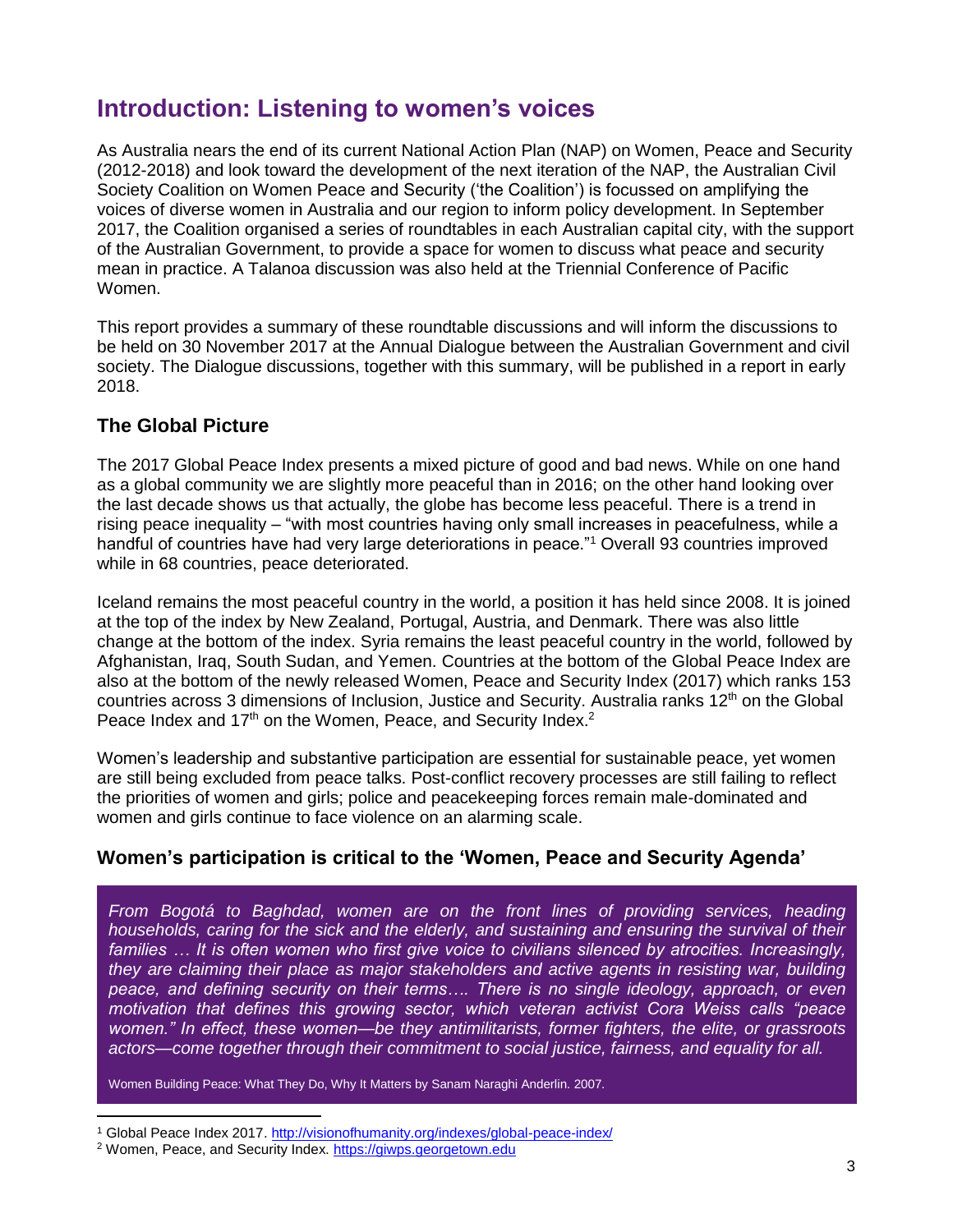# Introduction: Listening to women's voices

As Australia nears the end of its current National Action Plan (NAP) on Women, Peace and Security (2012-2018) and look toward the development of the next iteration of the NAP, the Australian Civil Society Coalition on Women Peace and Security ('the Coalition') is focussed on amplifying the voices of diverse women in Australia and our region to inform policy development. In September 2017, the Coalition organised a series of roundtables in each Australian capital city, with the support of the Australian Government, to provide a space for women to discuss what peace and security mean in practice. A Talanoa discussion was also held at the Triennial Conference of Pacific Women.

This report provides a summary of these roundtable discussions and will inform the discussions to be held on 30 November 2017 at the Annual Dialogue between the Australian Government and civil society. The Dialogue discussions, together with this summary, will be published in a report in early 2018.

## The Global Picture

The 2017 Global Peace Index presents a mixed picture of good and bad news. While on one hand as a global community we are slightly more peaceful than in 2016; on the other hand looking over the last decade shows us that actually, the globe has become less peaceful. There is a trend in rising peace inequality – "with most countries having only small increases in peacefulness, while a handful of countries have had very large deteriorations in peace."[1] Overall 93 countries improved while in 68 countries, peace deteriorated.

Iceland remains the most peaceful country in the world, a position it has held since 2008. It is joined at the top of the index by New Zealand, Portugal, Austria, and Denmark. There was also little change at the bottom of the index. Syria remains the least peaceful country in the world, followed by Afghanistan, Iraq, South Sudan, and Yemen. Countries at the bottom of the Global Peace Index are also at the bottom of the newly released Women, Peace and Security Index (2017) which ranks 153 countries across 3 dimensions of Inclusion, Justice and Security. Australia ranks 12th on the Global Peace Index and 17th on the Women, Peace, and Security Index.[2]

Women's leadership and substantive participation are essential for sustainable peace, yet women are still being excluded from peace talks. Post-conflict recovery processes are still failing to reflect the priorities of women and girls; police and peacekeeping forces remain male-dominated and women and girls continue to face violence on an alarming scale.

## Women's participation is critical to the 'Women, Peace and Security Agenda'

> *From Bogotá to Baghdad, women are on the front lines of providing services, heading households, caring for the sick and the elderly, and sustaining and ensuring the survival of their families … It is often women who first give voice to civilians silenced by atrocities. Increasingly, they are claiming their place as major stakeholders and active agents in resisting war, building peace, and defining security on their terms…. There is no single ideology, approach, or even motivation that defines this growing sector, which veteran activist Cora Weiss calls "peace women." In effect, these women—be they antimilitarists, former fighters, the elite, or grassroots actors—come together through their commitment to social justice, fairness, and equality for all.*
>
> Women Building Peace: What They Do, Why It Matters by Sanam Naraghi Anderlin. 2007.

[1] Global Peace Index 2017. http://visionofhumanity.org/indexes/global-peace-index/

[2] Women, Peace, and Security Index. https://giwps.georgetown.edu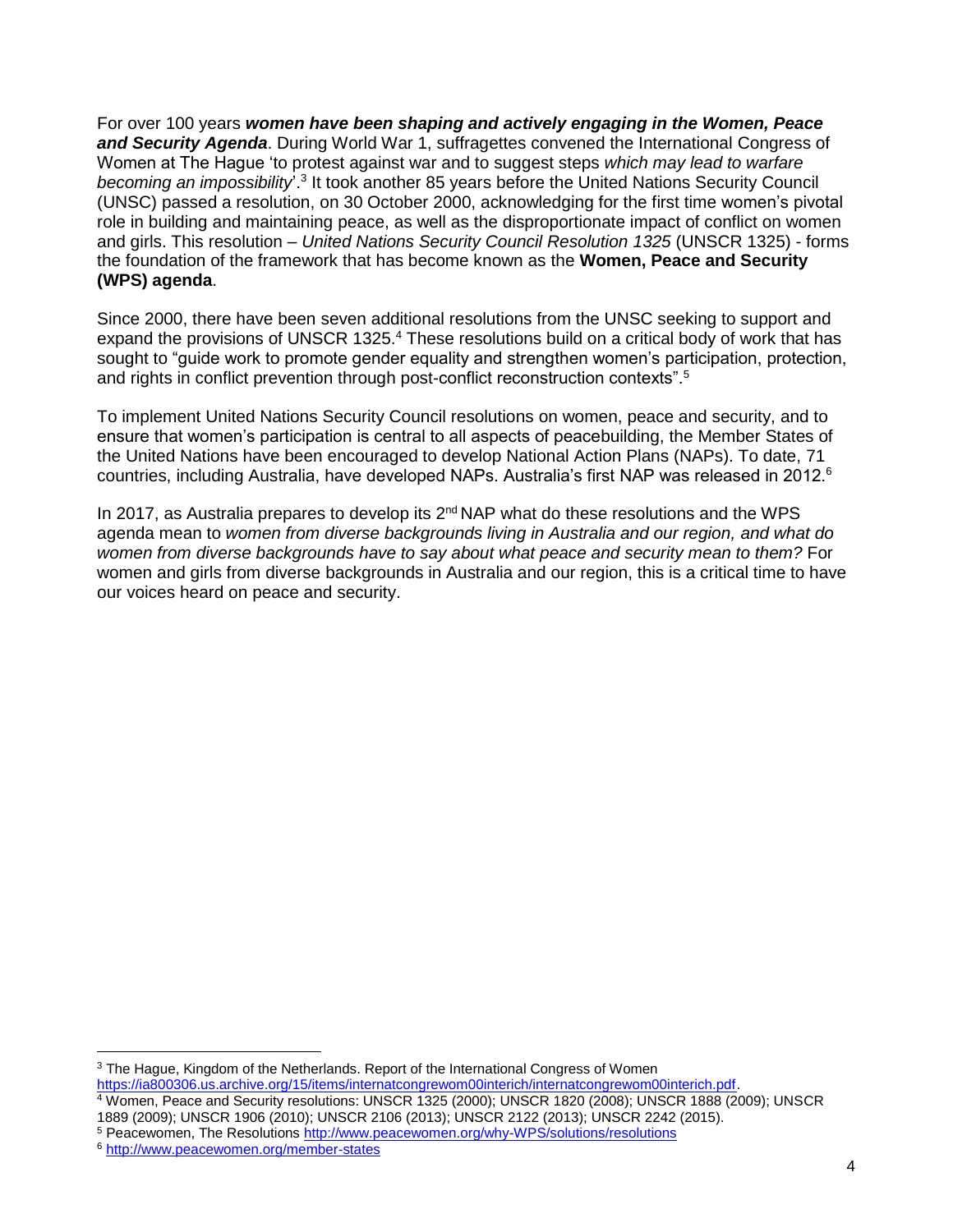For over 100 years ***women have been shaping and actively engaging in the Women, Peace and Security Agenda***. During World War 1, suffragettes convened the International Congress of Women at The Hague 'to protest against war and to suggest steps *which may lead to warfare becoming an impossibility*'.[3] It took another 85 years before the United Nations Security Council (UNSC) passed a resolution, on 30 October 2000, acknowledging for the first time women's pivotal role in building and maintaining peace, as well as the disproportionate impact of conflict on women and girls. This resolution – *United Nations Security Council Resolution 1325* (UNSCR 1325) - forms the foundation of the framework that has become known as the **Women, Peace and Security (WPS) agenda**.

Since 2000, there have been seven additional resolutions from the UNSC seeking to support and expand the provisions of UNSCR 1325.[4] These resolutions build on a critical body of work that has sought to "guide work to promote gender equality and strengthen women's participation, protection, and rights in conflict prevention through post-conflict reconstruction contexts".[5]

To implement United Nations Security Council resolutions on women, peace and security, and to ensure that women's participation is central to all aspects of peacebuilding, the Member States of the United Nations have been encouraged to develop National Action Plans (NAPs). To date, 71 countries, including Australia, have developed NAPs. Australia's first NAP was released in 2012.[6]

In 2017, as Australia prepares to develop its 2nd NAP what do these resolutions and the WPS agenda mean to *women from diverse backgrounds living in Australia and our region, and what do women from diverse backgrounds have to say about what peace and security mean to them?* For women and girls from diverse backgrounds in Australia and our region, this is a critical time to have our voices heard on peace and security.

---

[3] The Hague, Kingdom of the Netherlands. Report of the International Congress of Women https://ia800306.us.archive.org/15/items/internatcongrewom00interich/internatcongrewom00interich.pdf.

[4] Women, Peace and Security resolutions: UNSCR 1325 (2000); UNSCR 1820 (2008); UNSCR 1888 (2009); UNSCR 1889 (2009); UNSCR 1906 (2010); UNSCR 2106 (2013); UNSCR 2122 (2013); UNSCR 2242 (2015).

[5] Peacewomen, The Resolutions http://www.peacewomen.org/why-WPS/solutions/resolutions

[6] http://www.peacewomen.org/member-states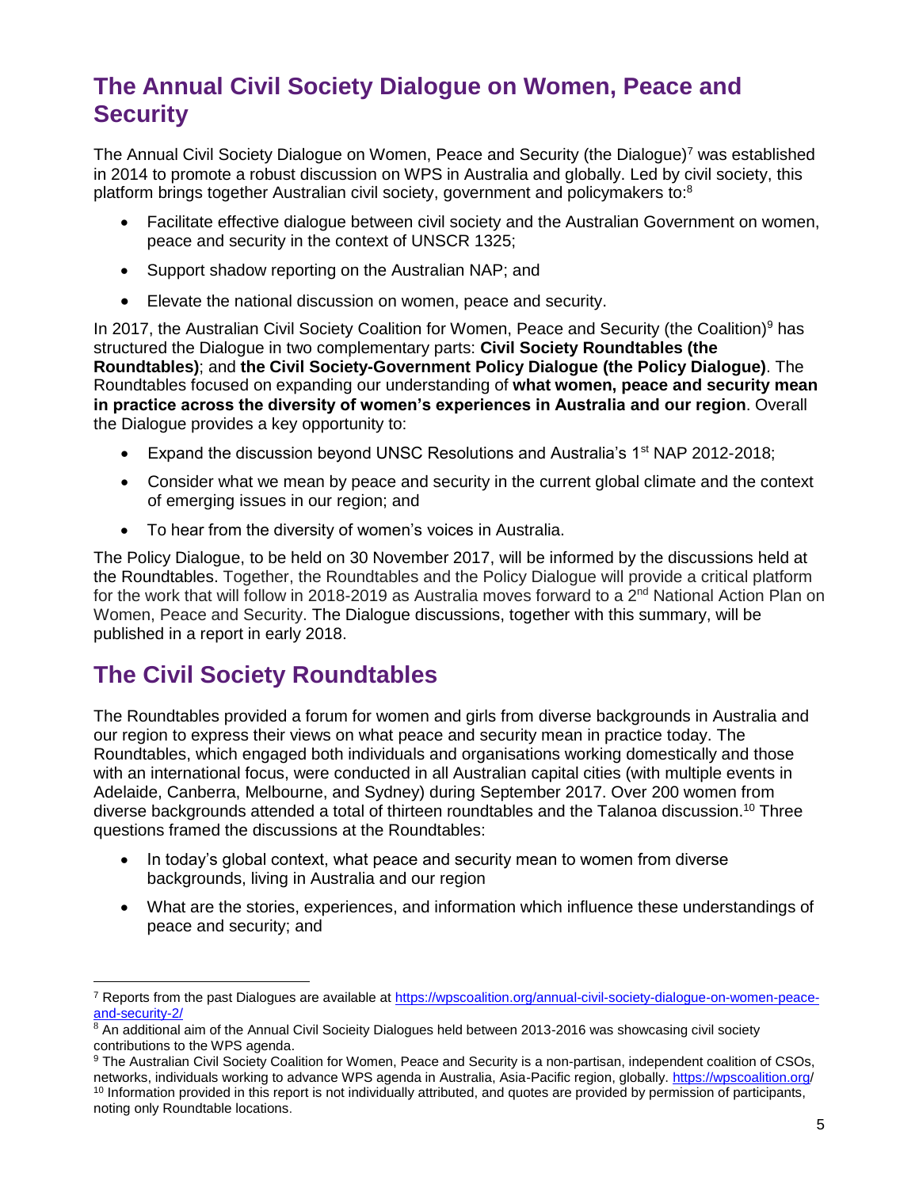## The Annual Civil Society Dialogue on Women, Peace and Security

The Annual Civil Society Dialogue on Women, Peace and Security (the Dialogue)[7] was established in 2014 to promote a robust discussion on WPS in Australia and globally. Led by civil society, this platform brings together Australian civil society, government and policymakers to:[8]

- Facilitate effective dialogue between civil society and the Australian Government on women, peace and security in the context of UNSCR 1325;
- Support shadow reporting on the Australian NAP; and
- Elevate the national discussion on women, peace and security.

In 2017, the Australian Civil Society Coalition for Women, Peace and Security (the Coalition)[9] has structured the Dialogue in two complementary parts: **Civil Society Roundtables (the Roundtables)**; and **the Civil Society-Government Policy Dialogue (the Policy Dialogue)**. The Roundtables focused on expanding our understanding of **what women, peace and security mean in practice across the diversity of women's experiences in Australia and our region**. Overall the Dialogue provides a key opportunity to:

- Expand the discussion beyond UNSC Resolutions and Australia's 1st NAP 2012-2018;
- Consider what we mean by peace and security in the current global climate and the context of emerging issues in our region; and
- To hear from the diversity of women's voices in Australia.

The Policy Dialogue, to be held on 30 November 2017, will be informed by the discussions held at the Roundtables. Together, the Roundtables and the Policy Dialogue will provide a critical platform for the work that will follow in 2018-2019 as Australia moves forward to a 2nd National Action Plan on Women, Peace and Security. The Dialogue discussions, together with this summary, will be published in a report in early 2018.

## The Civil Society Roundtables

The Roundtables provided a forum for women and girls from diverse backgrounds in Australia and our region to express their views on what peace and security mean in practice today. The Roundtables, which engaged both individuals and organisations working domestically and those with an international focus, were conducted in all Australian capital cities (with multiple events in Adelaide, Canberra, Melbourne, and Sydney) during September 2017. Over 200 women from diverse backgrounds attended a total of thirteen roundtables and the Talanoa discussion.[10] Three questions framed the discussions at the Roundtables:

- In today's global context, what peace and security mean to women from diverse backgrounds, living in Australia and our region
- What are the stories, experiences, and information which influence these understandings of peace and security; and

---

[7] Reports from the past Dialogues are available at https://wpscoalition.org/annual-civil-society-dialogue-on-women-peace-and-security-2/

[8] An additional aim of the Annual Civil Socieity Dialogues held between 2013-2016 was showcasing civil society contributions to the WPS agenda.

[9] The Australian Civil Society Coalition for Women, Peace and Security is a non-partisan, independent coalition of CSOs, networks, individuals working to advance WPS agenda in Australia, Asia-Pacific region, globally. https://wpscoalition.org/

[10] Information provided in this report is not individually attributed, and quotes are provided by permission of participants, noting only Roundtable locations.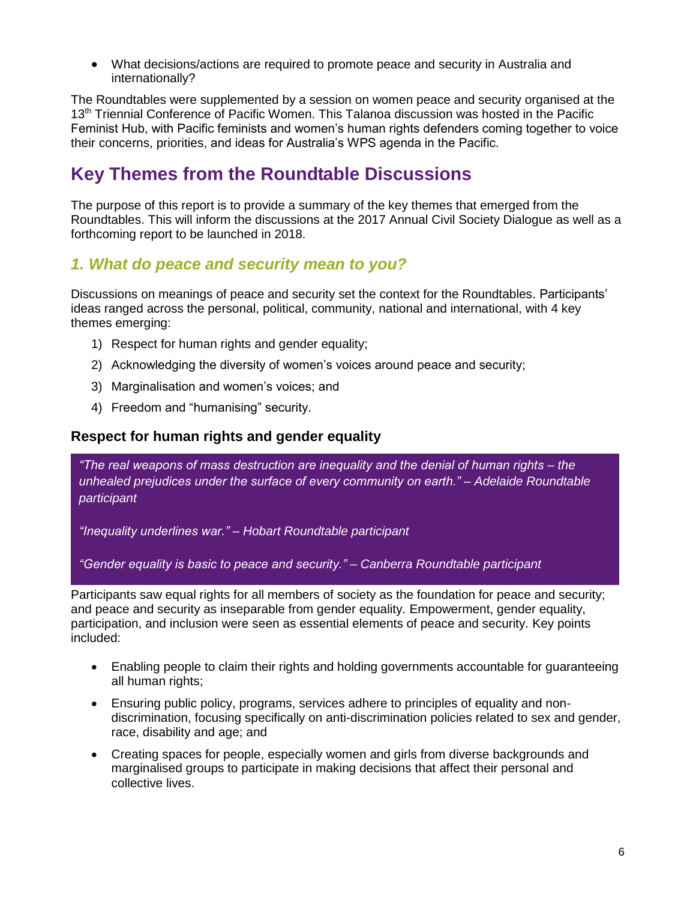- What decisions/actions are required to promote peace and security in Australia and internationally?

The Roundtables were supplemented by a session on women peace and security organised at the 13th Triennial Conference of Pacific Women. This Talanoa discussion was hosted in the Pacific Feminist Hub, with Pacific feminists and women's human rights defenders coming together to voice their concerns, priorities, and ideas for Australia's WPS agenda in the Pacific.

# Key Themes from the Roundtable Discussions

The purpose of this report is to provide a summary of the key themes that emerged from the Roundtables. This will inform the discussions at the 2017 Annual Civil Society Dialogue as well as a forthcoming report to be launched in 2018.

## *1. What do peace and security mean to you?*

Discussions on meanings of peace and security set the context for the Roundtables. Participants' ideas ranged across the personal, political, community, national and international, with 4 key themes emerging:

1) Respect for human rights and gender equality;
2) Acknowledging the diversity of women's voices around peace and security;
3) Marginalisation and women's voices; and
4) Freedom and "humanising" security.

### Respect for human rights and gender equality

*"The real weapons of mass destruction are inequality and the denial of human rights – the unhealed prejudices under the surface of every community on earth." – Adelaide Roundtable participant*

*"Inequality underlines war." – Hobart Roundtable participant*

*"Gender equality is basic to peace and security." – Canberra Roundtable participant*

Participants saw equal rights for all members of society as the foundation for peace and security; and peace and security as inseparable from gender equality. Empowerment, gender equality, participation, and inclusion were seen as essential elements of peace and security. Key points included:

- Enabling people to claim their rights and holding governments accountable for guaranteeing all human rights;
- Ensuring public policy, programs, services adhere to principles of equality and non-discrimination, focusing specifically on anti-discrimination policies related to sex and gender, race, disability and age; and
- Creating spaces for people, especially women and girls from diverse backgrounds and marginalised groups to participate in making decisions that affect their personal and collective lives.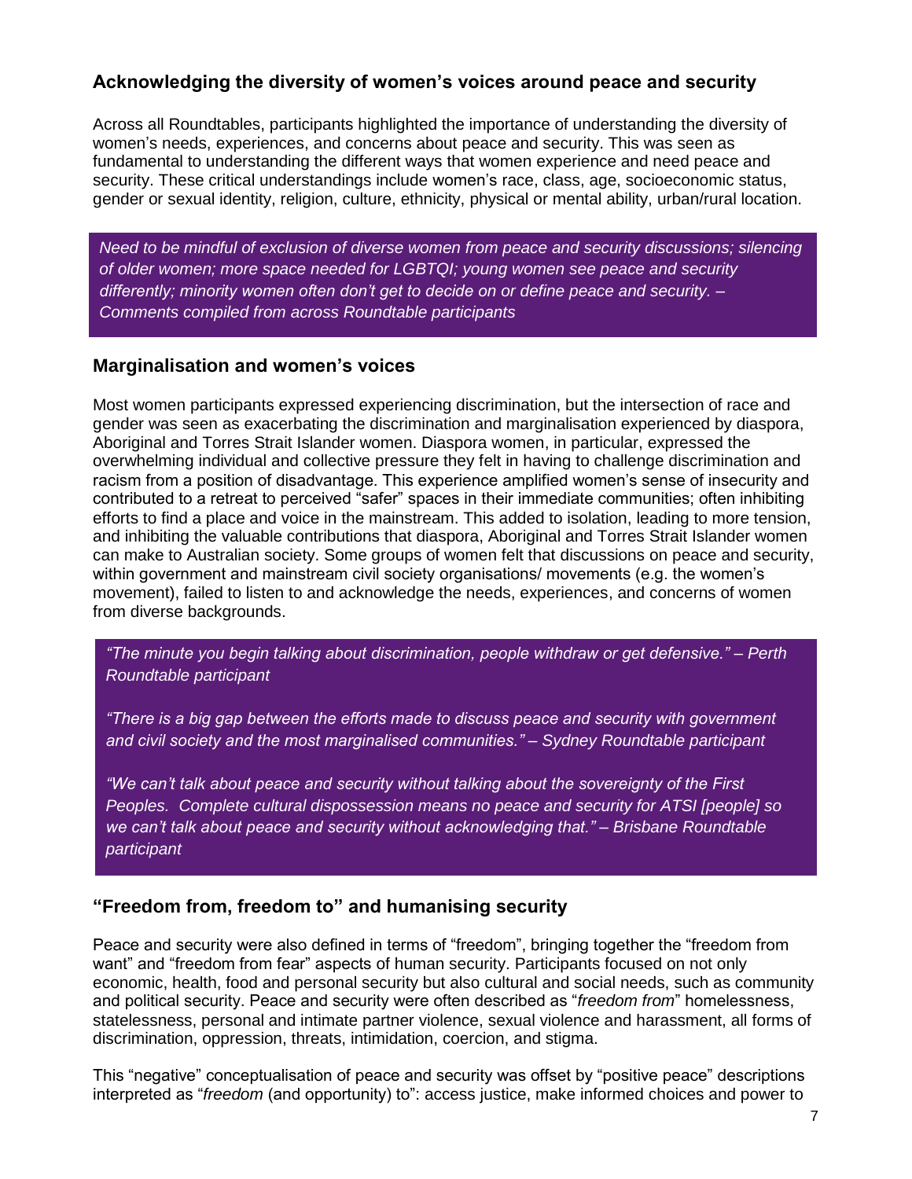## Acknowledging the diversity of women's voices around peace and security

Across all Roundtables, participants highlighted the importance of understanding the diversity of women's needs, experiences, and concerns about peace and security. This was seen as fundamental to understanding the different ways that women experience and need peace and security. These critical understandings include women's race, class, age, socioeconomic status, gender or sexual identity, religion, culture, ethnicity, physical or mental ability, urban/rural location.

> *Need to be mindful of exclusion of diverse women from peace and security discussions; silencing of older women; more space needed for LGBTQI; young women see peace and security differently; minority women often don't get to decide on or define peace and security. – Comments compiled from across Roundtable participants*

## Marginalisation and women's voices

Most women participants expressed experiencing discrimination, but the intersection of race and gender was seen as exacerbating the discrimination and marginalisation experienced by diaspora, Aboriginal and Torres Strait Islander women. Diaspora women, in particular, expressed the overwhelming individual and collective pressure they felt in having to challenge discrimination and racism from a position of disadvantage. This experience amplified women's sense of insecurity and contributed to a retreat to perceived "safer" spaces in their immediate communities; often inhibiting efforts to find a place and voice in the mainstream. This added to isolation, leading to more tension, and inhibiting the valuable contributions that diaspora, Aboriginal and Torres Strait Islander women can make to Australian society. Some groups of women felt that discussions on peace and security, within government and mainstream civil society organisations/ movements (e.g. the women's movement), failed to listen to and acknowledge the needs, experiences, and concerns of women from diverse backgrounds.

> *"The minute you begin talking about discrimination, people withdraw or get defensive." – Perth Roundtable participant*
>
> *"There is a big gap between the efforts made to discuss peace and security with government and civil society and the most marginalised communities." – Sydney Roundtable participant*
>
> *"We can't talk about peace and security without talking about the sovereignty of the First Peoples. Complete cultural dispossession means no peace and security for ATSI [people] so we can't talk about peace and security without acknowledging that." – Brisbane Roundtable participant*

## "Freedom from, freedom to" and humanising security

Peace and security were also defined in terms of "freedom", bringing together the "freedom from want" and "freedom from fear" aspects of human security. Participants focused on not only economic, health, food and personal security but also cultural and social needs, such as community and political security. Peace and security were often described as "*freedom from*" homelessness, statelessness, personal and intimate partner violence, sexual violence and harassment, all forms of discrimination, oppression, threats, intimidation, coercion, and stigma.

This "negative" conceptualisation of peace and security was offset by "positive peace" descriptions interpreted as "*freedom* (and opportunity) to": access justice, make informed choices and power to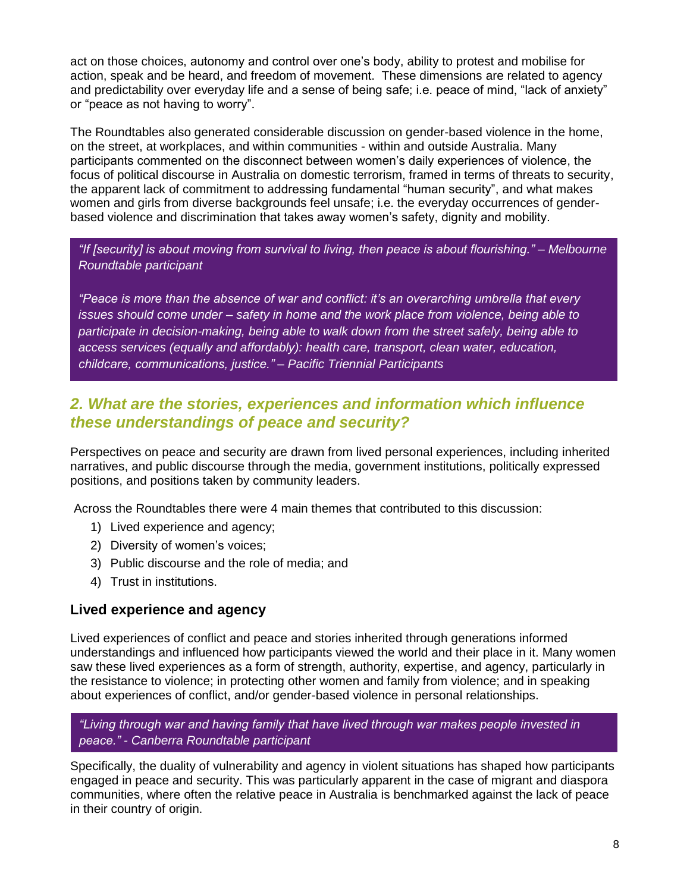act on those choices, autonomy and control over one's body, ability to protest and mobilise for action, speak and be heard, and freedom of movement. These dimensions are related to agency and predictability over everyday life and a sense of being safe; i.e. peace of mind, "lack of anxiety" or "peace as not having to worry".

The Roundtables also generated considerable discussion on gender-based violence in the home, on the street, at workplaces, and within communities - within and outside Australia. Many participants commented on the disconnect between women's daily experiences of violence, the focus of political discourse in Australia on domestic terrorism, framed in terms of threats to security, the apparent lack of commitment to addressing fundamental "human security", and what makes women and girls from diverse backgrounds feel unsafe; i.e. the everyday occurrences of gender-based violence and discrimination that takes away women's safety, dignity and mobility.

> *"If [security] is about moving from survival to living, then peace is about flourishing." – Melbourne Roundtable participant*
>
> *"Peace is more than the absence of war and conflict: it's an overarching umbrella that every issues should come under – safety in home and the work place from violence, being able to participate in decision-making, being able to walk down from the street safely, being able to access services (equally and affordably): health care, transport, clean water, education, childcare, communications, justice." – Pacific Triennial Participants*

## *2. What are the stories, experiences and information which influence these understandings of peace and security?*

Perspectives on peace and security are drawn from lived personal experiences, including inherited narratives, and public discourse through the media, government institutions, politically expressed positions, and positions taken by community leaders.

Across the Roundtables there were 4 main themes that contributed to this discussion:

1) Lived experience and agency;
2) Diversity of women's voices;
3) Public discourse and the role of media; and
4) Trust in institutions.

### Lived experience and agency

Lived experiences of conflict and peace and stories inherited through generations informed understandings and influenced how participants viewed the world and their place in it. Many women saw these lived experiences as a form of strength, authority, expertise, and agency, particularly in the resistance to violence; in protecting other women and family from violence; and in speaking about experiences of conflict, and/or gender-based violence in personal relationships.

> *"Living through war and having family that have lived through war makes people invested in peace." - Canberra Roundtable participant*

Specifically, the duality of vulnerability and agency in violent situations has shaped how participants engaged in peace and security. This was particularly apparent in the case of migrant and diaspora communities, where often the relative peace in Australia is benchmarked against the lack of peace in their country of origin.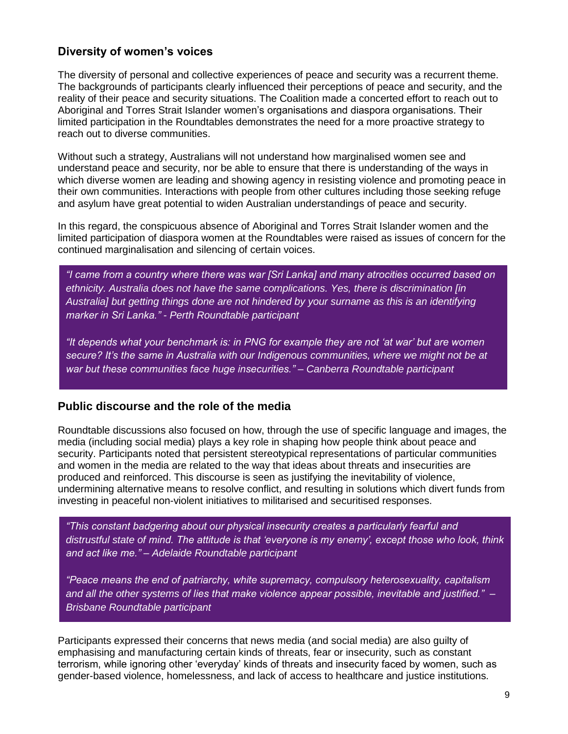## Diversity of women's voices

The diversity of personal and collective experiences of peace and security was a recurrent theme. The backgrounds of participants clearly influenced their perceptions of peace and security, and the reality of their peace and security situations. The Coalition made a concerted effort to reach out to Aboriginal and Torres Strait Islander women's organisations and diaspora organisations. Their limited participation in the Roundtables demonstrates the need for a more proactive strategy to reach out to diverse communities.

Without such a strategy, Australians will not understand how marginalised women see and understand peace and security, nor be able to ensure that there is understanding of the ways in which diverse women are leading and showing agency in resisting violence and promoting peace in their own communities. Interactions with people from other cultures including those seeking refuge and asylum have great potential to widen Australian understandings of peace and security.

In this regard, the conspicuous absence of Aboriginal and Torres Strait Islander women and the limited participation of diaspora women at the Roundtables were raised as issues of concern for the continued marginalisation and silencing of certain voices.

> *"I came from a country where there was war [Sri Lanka] and many atrocities occurred based on ethnicity. Australia does not have the same complications. Yes, there is discrimination [in Australia] but getting things done are not hindered by your surname as this is an identifying marker in Sri Lanka." - Perth Roundtable participant*
>
> *"It depends what your benchmark is: in PNG for example they are not 'at war' but are women secure? It's the same in Australia with our Indigenous communities, where we might not be at war but these communities face huge insecurities." – Canberra Roundtable participant*

## Public discourse and the role of the media

Roundtable discussions also focused on how, through the use of specific language and images, the media (including social media) plays a key role in shaping how people think about peace and security. Participants noted that persistent stereotypical representations of particular communities and women in the media are related to the way that ideas about threats and insecurities are produced and reinforced. This discourse is seen as justifying the inevitability of violence, undermining alternative means to resolve conflict, and resulting in solutions which divert funds from investing in peaceful non-violent initiatives to militarised and securitised responses.

> *"This constant badgering about our physical insecurity creates a particularly fearful and distrustful state of mind. The attitude is that 'everyone is my enemy', except those who look, think and act like me." – Adelaide Roundtable participant*
>
> *"Peace means the end of patriarchy, white supremacy, compulsory heterosexuality, capitalism and all the other systems of lies that make violence appear possible, inevitable and justified." – Brisbane Roundtable participant*

Participants expressed their concerns that news media (and social media) are also guilty of emphasising and manufacturing certain kinds of threats, fear or insecurity, such as constant terrorism, while ignoring other 'everyday' kinds of threats and insecurity faced by women, such as gender-based violence, homelessness, and lack of access to healthcare and justice institutions.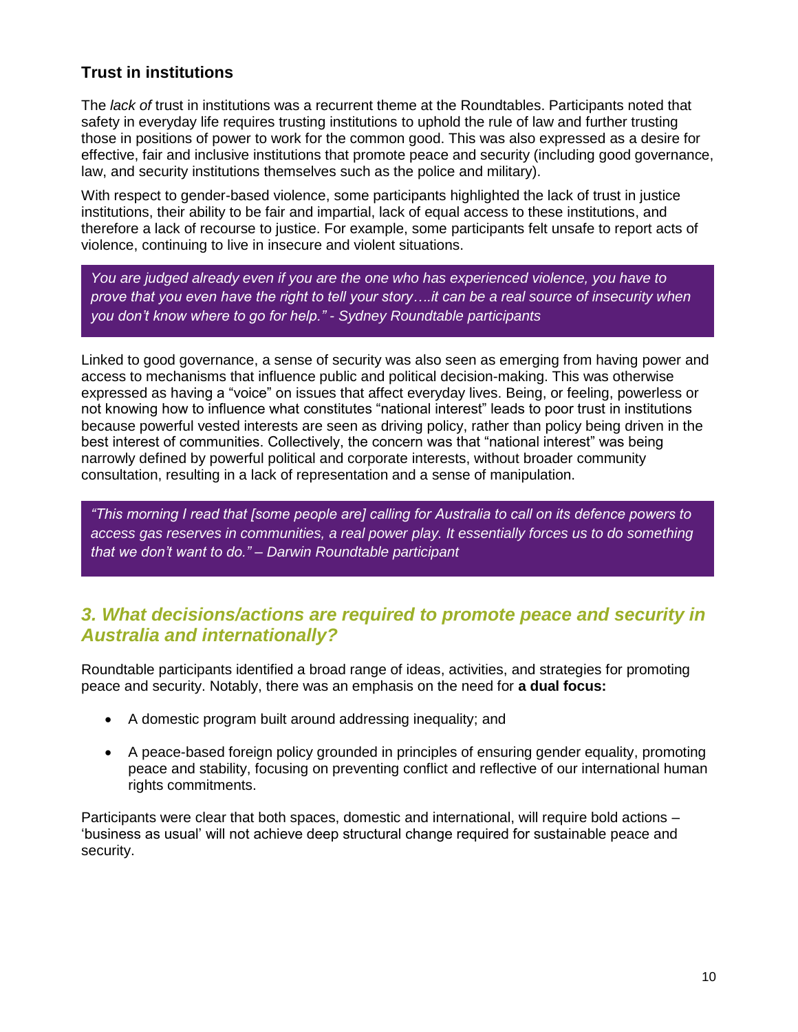## Trust in institutions

The *lack of* trust in institutions was a recurrent theme at the Roundtables. Participants noted that safety in everyday life requires trusting institutions to uphold the rule of law and further trusting those in positions of power to work for the common good. This was also expressed as a desire for effective, fair and inclusive institutions that promote peace and security (including good governance, law, and security institutions themselves such as the police and military).

With respect to gender-based violence, some participants highlighted the lack of trust in justice institutions, their ability to be fair and impartial, lack of equal access to these institutions, and therefore a lack of recourse to justice. For example, some participants felt unsafe to report acts of violence, continuing to live in insecure and violent situations.

> *You are judged already even if you are the one who has experienced violence, you have to prove that you even have the right to tell your story….it can be a real source of insecurity when you don't know where to go for help." - Sydney Roundtable participants*

Linked to good governance, a sense of security was also seen as emerging from having power and access to mechanisms that influence public and political decision-making. This was otherwise expressed as having a "voice" on issues that affect everyday lives. Being, or feeling, powerless or not knowing how to influence what constitutes "national interest" leads to poor trust in institutions because powerful vested interests are seen as driving policy, rather than policy being driven in the best interest of communities. Collectively, the concern was that "national interest" was being narrowly defined by powerful political and corporate interests, without broader community consultation, resulting in a lack of representation and a sense of manipulation.

> *"This morning I read that [some people are] calling for Australia to call on its defence powers to access gas reserves in communities, a real power play. It essentially forces us to do something that we don't want to do." – Darwin Roundtable participant*

## *3. What decisions/actions are required to promote peace and security in Australia and internationally?*

Roundtable participants identified a broad range of ideas, activities, and strategies for promoting peace and security. Notably, there was an emphasis on the need for **a dual focus:**

- A domestic program built around addressing inequality; and
- A peace-based foreign policy grounded in principles of ensuring gender equality, promoting peace and stability, focusing on preventing conflict and reflective of our international human rights commitments.

Participants were clear that both spaces, domestic and international, will require bold actions – 'business as usual' will not achieve deep structural change required for sustainable peace and security.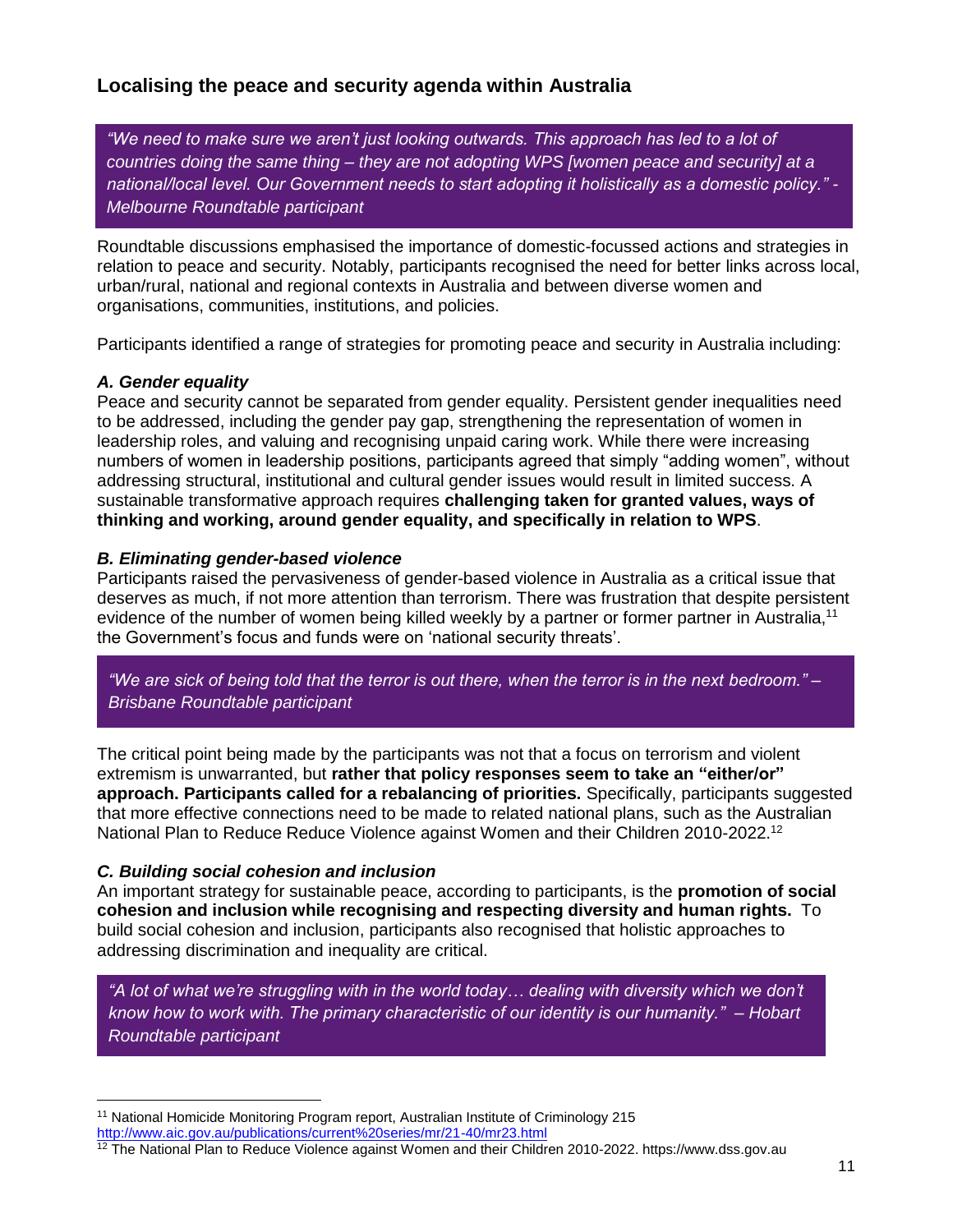## Localising the peace and security agenda within Australia

> *"We need to make sure we aren't just looking outwards. This approach has led to a lot of countries doing the same thing – they are not adopting WPS [women peace and security] at a national/local level. Our Government needs to start adopting it holistically as a domestic policy." - Melbourne Roundtable participant*

Roundtable discussions emphasised the importance of domestic-focussed actions and strategies in relation to peace and security. Notably, participants recognised the need for better links across local, urban/rural, national and regional contexts in Australia and between diverse women and organisations, communities, institutions, and policies.

Participants identified a range of strategies for promoting peace and security in Australia including:

### *A. Gender equality*

Peace and security cannot be separated from gender equality. Persistent gender inequalities need to be addressed, including the gender pay gap, strengthening the representation of women in leadership roles, and valuing and recognising unpaid caring work. While there were increasing numbers of women in leadership positions, participants agreed that simply "adding women", without addressing structural, institutional and cultural gender issues would result in limited success. A sustainable transformative approach requires **challenging taken for granted values, ways of thinking and working, around gender equality, and specifically in relation to WPS**.

### *B. Eliminating gender-based violence*

Participants raised the pervasiveness of gender-based violence in Australia as a critical issue that deserves as much, if not more attention than terrorism. There was frustration that despite persistent evidence of the number of women being killed weekly by a partner or former partner in Australia,[11] the Government's focus and funds were on 'national security threats'.

> *"We are sick of being told that the terror is out there, when the terror is in the next bedroom." – Brisbane Roundtable participant*

The critical point being made by the participants was not that a focus on terrorism and violent extremism is unwarranted, but **rather that policy responses seem to take an "either/or" approach. Participants called for a rebalancing of priorities.** Specifically, participants suggested that more effective connections need to be made to related national plans, such as the Australian National Plan to Reduce Reduce Violence against Women and their Children 2010-2022.[12]

### *C. Building social cohesion and inclusion*

An important strategy for sustainable peace, according to participants, is the **promotion of social cohesion and inclusion while recognising and respecting diversity and human rights.** To build social cohesion and inclusion, participants also recognised that holistic approaches to addressing discrimination and inequality are critical.

> *"A lot of what we're struggling with in the world today… dealing with diversity which we don't know how to work with. The primary characteristic of our identity is our humanity." – Hobart Roundtable participant*

---

[11] National Homicide Monitoring Program report, Australian Institute of Criminology 215 http://www.aic.gov.au/publications/current%20series/mr/21-40/mr23.html

[12] The National Plan to Reduce Violence against Women and their Children 2010-2022. https://www.dss.gov.au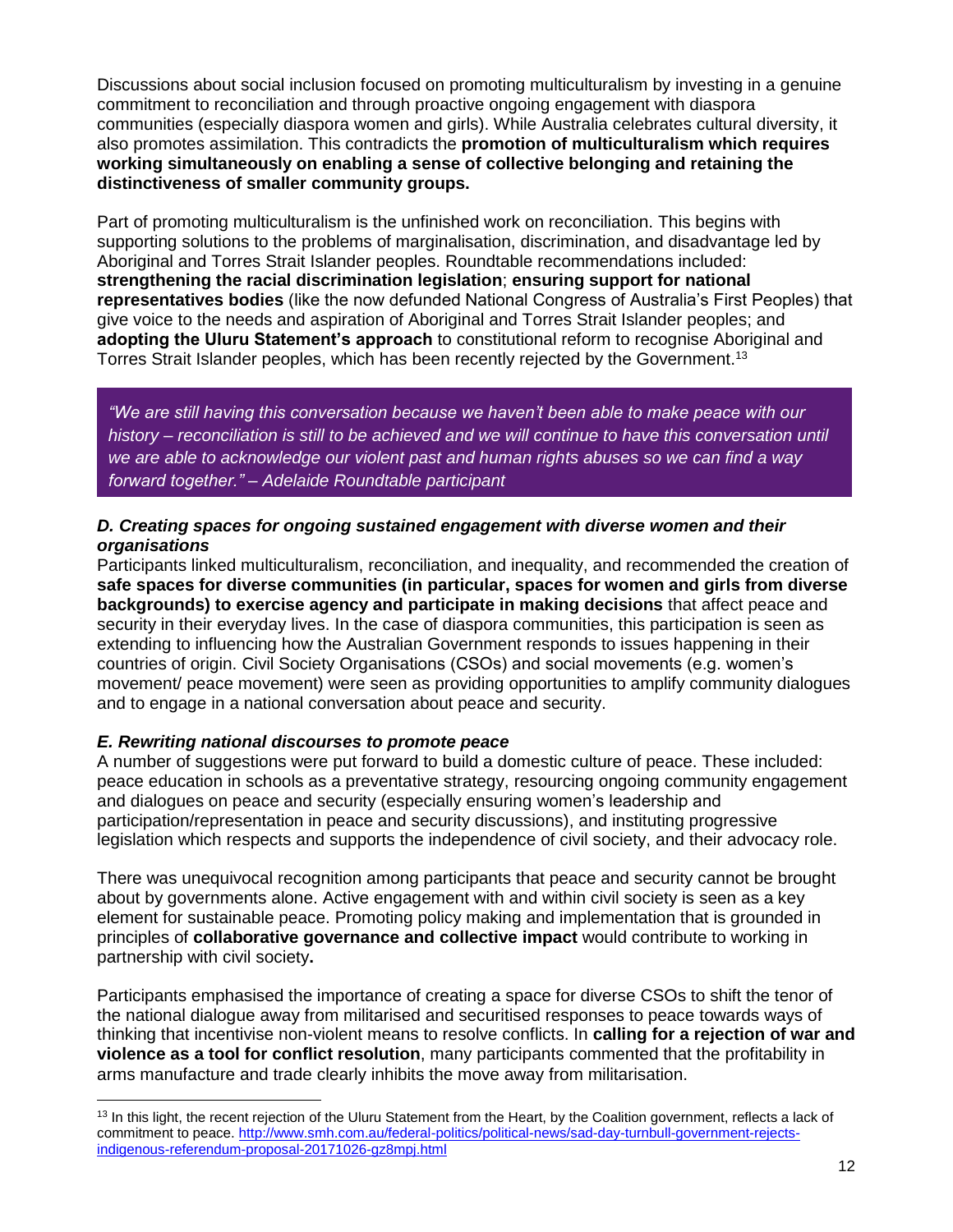Discussions about social inclusion focused on promoting multiculturalism by investing in a genuine commitment to reconciliation and through proactive ongoing engagement with diaspora communities (especially diaspora women and girls). While Australia celebrates cultural diversity, it also promotes assimilation. This contradicts the **promotion of multiculturalism which requires working simultaneously on enabling a sense of collective belonging and retaining the distinctiveness of smaller community groups.**

Part of promoting multiculturalism is the unfinished work on reconciliation. This begins with supporting solutions to the problems of marginalisation, discrimination, and disadvantage led by Aboriginal and Torres Strait Islander peoples. Roundtable recommendations included: **strengthening the racial discrimination legislation**; **ensuring support for national representatives bodies** (like the now defunded National Congress of Australia's First Peoples) that give voice to the needs and aspiration of Aboriginal and Torres Strait Islander peoples; and **adopting the Uluru Statement's approach** to constitutional reform to recognise Aboriginal and Torres Strait Islander peoples, which has been recently rejected by the Government.[13]

> *"We are still having this conversation because we haven't been able to make peace with our history – reconciliation is still to be achieved and we will continue to have this conversation until we are able to acknowledge our violent past and human rights abuses so we can find a way forward together." – Adelaide Roundtable participant*

### *D. Creating spaces for ongoing sustained engagement with diverse women and their organisations*

Participants linked multiculturalism, reconciliation, and inequality, and recommended the creation of **safe spaces for diverse communities (in particular, spaces for women and girls from diverse backgrounds) to exercise agency and participate in making decisions** that affect peace and security in their everyday lives. In the case of diaspora communities, this participation is seen as extending to influencing how the Australian Government responds to issues happening in their countries of origin. Civil Society Organisations (CSOs) and social movements (e.g. women's movement/ peace movement) were seen as providing opportunities to amplify community dialogues and to engage in a national conversation about peace and security.

### *E. Rewriting national discourses to promote peace*

A number of suggestions were put forward to build a domestic culture of peace. These included: peace education in schools as a preventative strategy, resourcing ongoing community engagement and dialogues on peace and security (especially ensuring women's leadership and participation/representation in peace and security discussions), and instituting progressive legislation which respects and supports the independence of civil society, and their advocacy role.

There was unequivocal recognition among participants that peace and security cannot be brought about by governments alone. Active engagement with and within civil society is seen as a key element for sustainable peace. Promoting policy making and implementation that is grounded in principles of **collaborative governance and collective impact** would contribute to working in partnership with civil society**.**

Participants emphasised the importance of creating a space for diverse CSOs to shift the tenor of the national dialogue away from militarised and securitised responses to peace towards ways of thinking that incentivise non-violent means to resolve conflicts. In **calling for a rejection of war and violence as a tool for conflict resolution**, many participants commented that the profitability in arms manufacture and trade clearly inhibits the move away from militarisation.

---

[13] In this light, the recent rejection of the Uluru Statement from the Heart, by the Coalition government, reflects a lack of commitment to peace. http://www.smh.com.au/federal-politics/political-news/sad-day-turnbull-government-rejects-indigenous-referendum-proposal-20171026-gz8mpj.html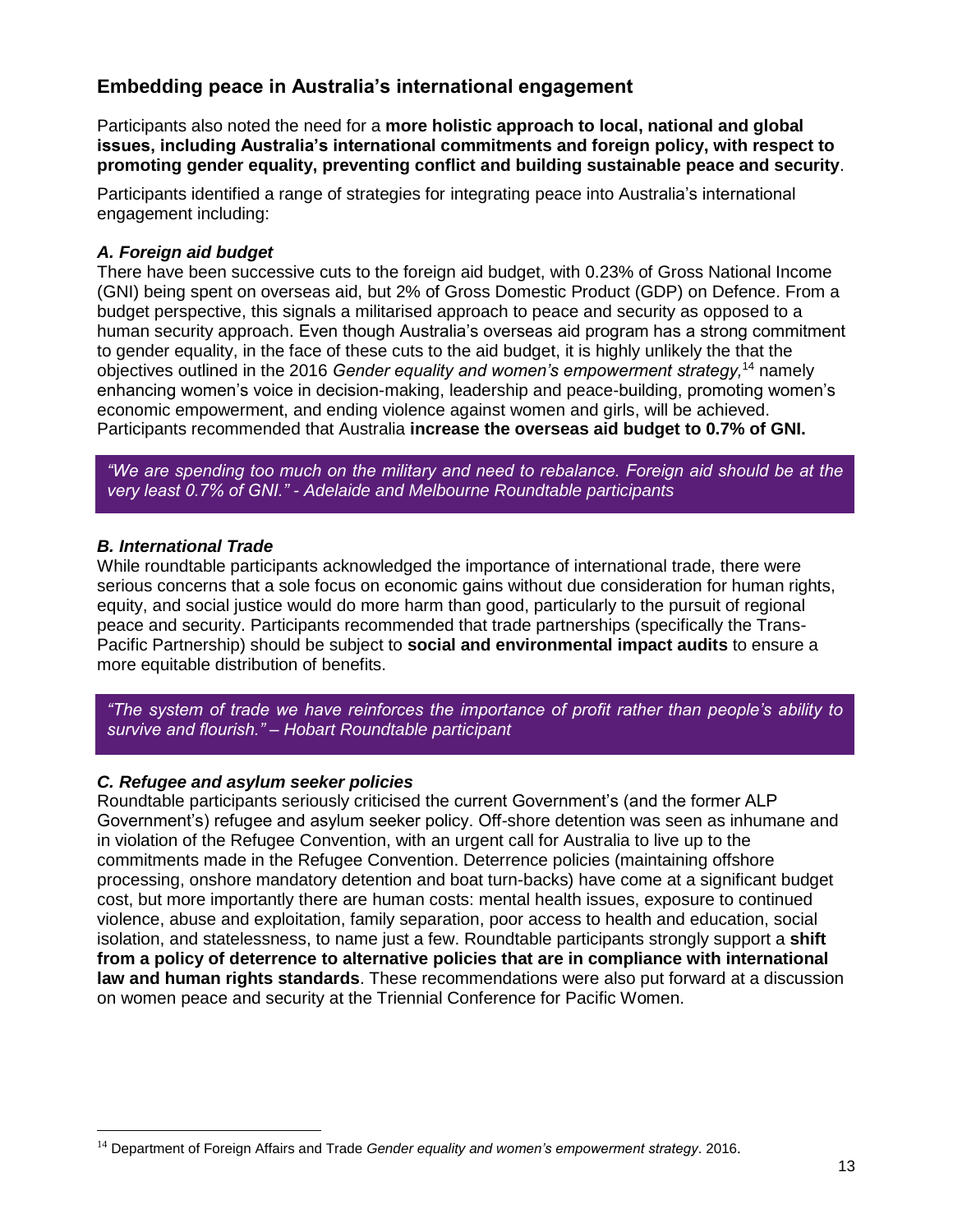## Embedding peace in Australia's international engagement

Participants also noted the need for a **more holistic approach to local, national and global issues, including Australia's international commitments and foreign policy, with respect to promoting gender equality, preventing conflict and building sustainable peace and security**.

Participants identified a range of strategies for integrating peace into Australia's international engagement including:

### *A. Foreign aid budget*

There have been successive cuts to the foreign aid budget, with 0.23% of Gross National Income (GNI) being spent on overseas aid, but 2% of Gross Domestic Product (GDP) on Defence. From a budget perspective, this signals a militarised approach to peace and security as opposed to a human security approach. Even though Australia's overseas aid program has a strong commitment to gender equality, in the face of these cuts to the aid budget, it is highly unlikely the that the objectives outlined in the 2016 *Gender equality and women's empowerment strategy,*[14] namely enhancing women's voice in decision-making, leadership and peace-building, promoting women's economic empowerment, and ending violence against women and girls, will be achieved. Participants recommended that Australia **increase the overseas aid budget to 0.7% of GNI.**

> *"We are spending too much on the military and need to rebalance. Foreign aid should be at the very least 0.7% of GNI." - Adelaide and Melbourne Roundtable participants*

### *B. International Trade*

While roundtable participants acknowledged the importance of international trade, there were serious concerns that a sole focus on economic gains without due consideration for human rights, equity, and social justice would do more harm than good, particularly to the pursuit of regional peace and security. Participants recommended that trade partnerships (specifically the Trans-Pacific Partnership) should be subject to **social and environmental impact audits** to ensure a more equitable distribution of benefits.

> *"The system of trade we have reinforces the importance of profit rather than people's ability to survive and flourish." – Hobart Roundtable participant*

### *C. Refugee and asylum seeker policies*

Roundtable participants seriously criticised the current Government's (and the former ALP Government's) refugee and asylum seeker policy. Off-shore detention was seen as inhumane and in violation of the Refugee Convention, with an urgent call for Australia to live up to the commitments made in the Refugee Convention. Deterrence policies (maintaining offshore processing, onshore mandatory detention and boat turn-backs) have come at a significant budget cost, but more importantly there are human costs: mental health issues, exposure to continued violence, abuse and exploitation, family separation, poor access to health and education, social isolation, and statelessness, to name just a few. Roundtable participants strongly support a **shift from a policy of deterrence to alternative policies that are in compliance with international law and human rights standards**. These recommendations were also put forward at a discussion on women peace and security at the Triennial Conference for Pacific Women.

---

[14] Department of Foreign Affairs and Trade *Gender equality and women's empowerment strategy*. 2016.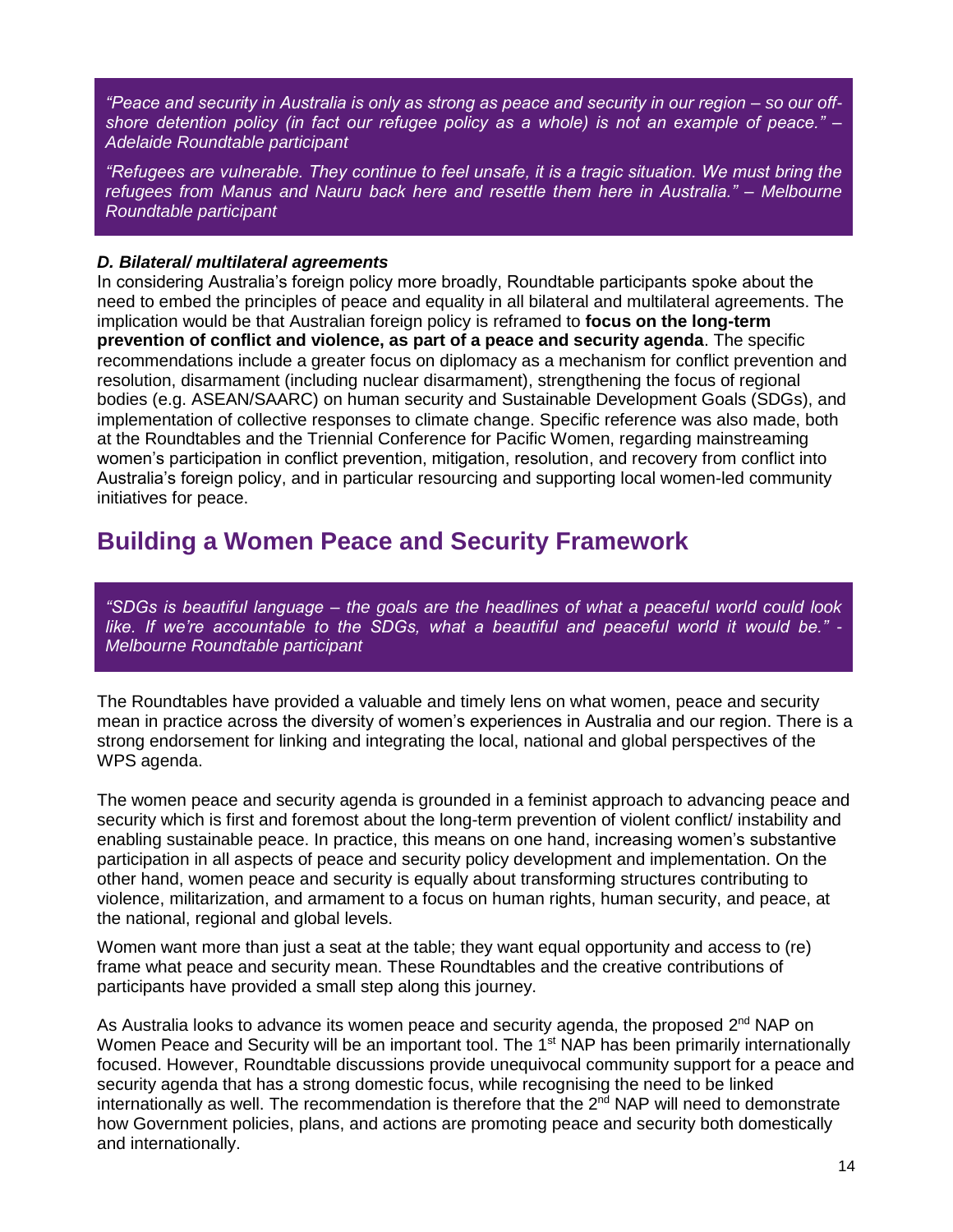*"Peace and security in Australia is only as strong as peace and security in our region – so our off-shore detention policy (in fact our refugee policy as a whole) is not an example of peace." – Adelaide Roundtable participant*

*"Refugees are vulnerable. They continue to feel unsafe, it is a tragic situation. We must bring the refugees from Manus and Nauru back here and resettle them here in Australia." – Melbourne Roundtable participant*

### *D. Bilateral/ multilateral agreements*

In considering Australia's foreign policy more broadly, Roundtable participants spoke about the need to embed the principles of peace and equality in all bilateral and multilateral agreements. The implication would be that Australian foreign policy is reframed to **focus on the long-term prevention of conflict and violence, as part of a peace and security agenda**. The specific recommendations include a greater focus on diplomacy as a mechanism for conflict prevention and resolution, disarmament (including nuclear disarmament), strengthening the focus of regional bodies (e.g. ASEAN/SAARC) on human security and Sustainable Development Goals (SDGs), and implementation of collective responses to climate change. Specific reference was also made, both at the Roundtables and the Triennial Conference for Pacific Women, regarding mainstreaming women's participation in conflict prevention, mitigation, resolution, and recovery from conflict into Australia's foreign policy, and in particular resourcing and supporting local women-led community initiatives for peace.

## Building a Women Peace and Security Framework

*"SDGs is beautiful language – the goals are the headlines of what a peaceful world could look like. If we're accountable to the SDGs, what a beautiful and peaceful world it would be." - Melbourne Roundtable participant*

The Roundtables have provided a valuable and timely lens on what women, peace and security mean in practice across the diversity of women's experiences in Australia and our region. There is a strong endorsement for linking and integrating the local, national and global perspectives of the WPS agenda.

The women peace and security agenda is grounded in a feminist approach to advancing peace and security which is first and foremost about the long-term prevention of violent conflict/ instability and enabling sustainable peace. In practice, this means on one hand, increasing women's substantive participation in all aspects of peace and security policy development and implementation. On the other hand, women peace and security is equally about transforming structures contributing to violence, militarization, and armament to a focus on human rights, human security, and peace, at the national, regional and global levels.

Women want more than just a seat at the table; they want equal opportunity and access to (re) frame what peace and security mean. These Roundtables and the creative contributions of participants have provided a small step along this journey.

As Australia looks to advance its women peace and security agenda, the proposed 2nd NAP on Women Peace and Security will be an important tool. The 1st NAP has been primarily internationally focused. However, Roundtable discussions provide unequivocal community support for a peace and security agenda that has a strong domestic focus, while recognising the need to be linked internationally as well. The recommendation is therefore that the 2nd NAP will need to demonstrate how Government policies, plans, and actions are promoting peace and security both domestically and internationally.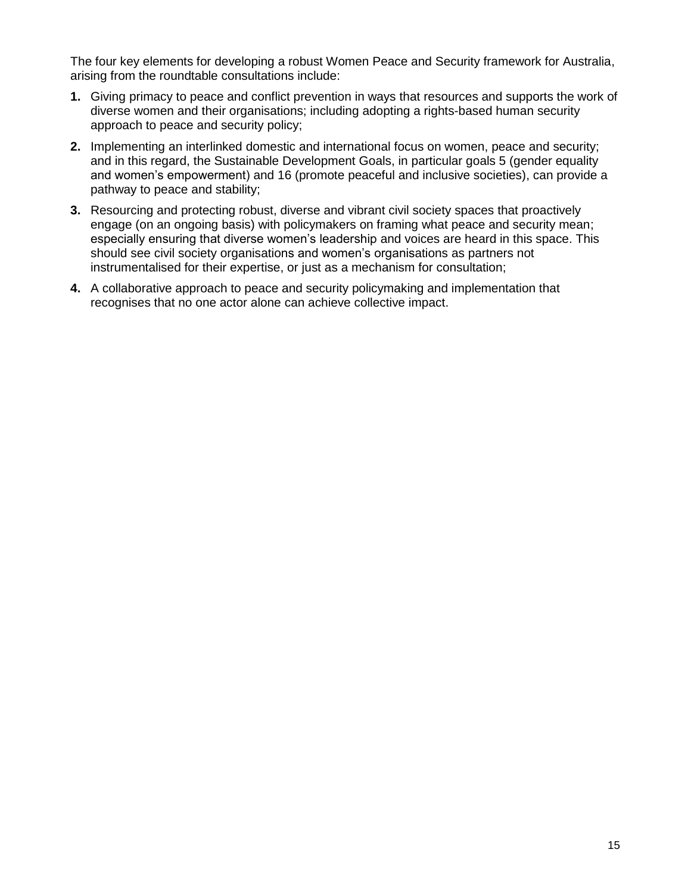The four key elements for developing a robust Women Peace and Security framework for Australia, arising from the roundtable consultations include:

1. Giving primacy to peace and conflict prevention in ways that resources and supports the work of diverse women and their organisations; including adopting a rights-based human security approach to peace and security policy;
2. Implementing an interlinked domestic and international focus on women, peace and security; and in this regard, the Sustainable Development Goals, in particular goals 5 (gender equality and women's empowerment) and 16 (promote peaceful and inclusive societies), can provide a pathway to peace and stability;
3. Resourcing and protecting robust, diverse and vibrant civil society spaces that proactively engage (on an ongoing basis) with policymakers on framing what peace and security mean; especially ensuring that diverse women's leadership and voices are heard in this space. This should see civil society organisations and women's organisations as partners not instrumentalised for their expertise, or just as a mechanism for consultation;
4. A collaborative approach to peace and security policymaking and implementation that recognises that no one actor alone can achieve collective impact.